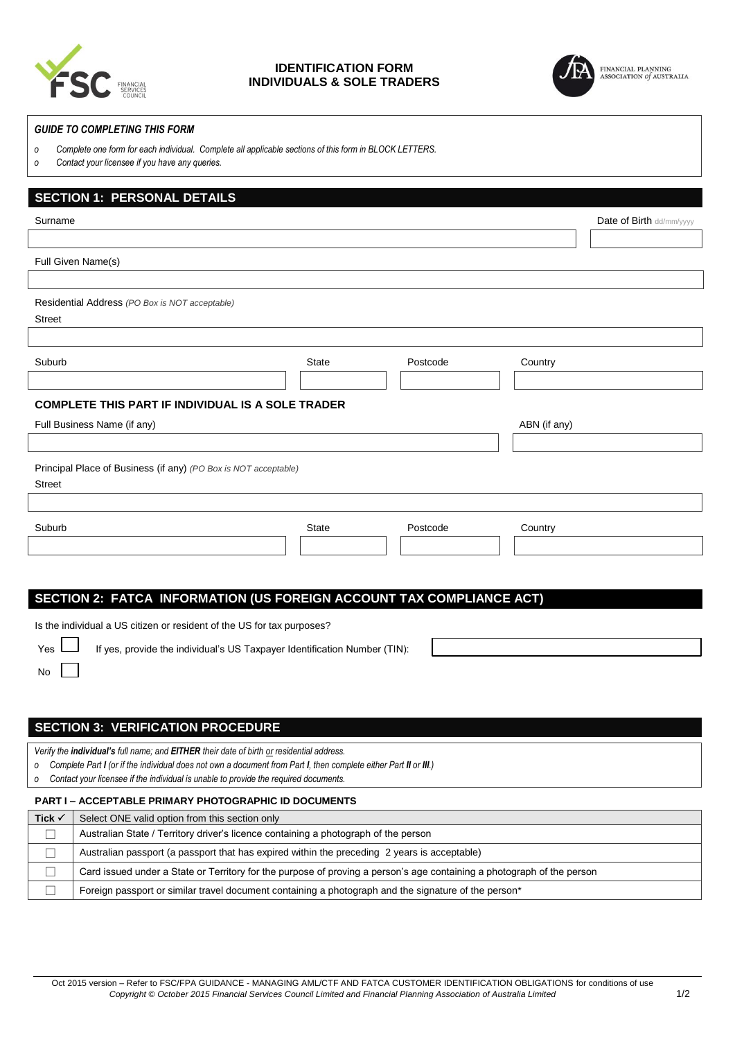# IDENTIFICATION FORM
# INDIVIDUALS & SOLE TRADERS

FINANCIAL PLANNING ASSOCIATION *of* AUSTRALIA

***GUIDE TO COMPLETING THIS FORM***

- *Complete one form for each individual. Complete all applicable sections of this form in BLOCK LETTERS.*
- *Contact your licensee if you have any queries.*

## SECTION 1: PERSONAL DETAILS

Surname

Date of Birth dd/mm/yyyy

Full Given Name(s)

Residential Address *(PO Box is NOT acceptable)*

Street

Suburb | State | Postcode | Country

### COMPLETE THIS PART IF INDIVIDUAL IS A SOLE TRADER

Full Business Name (if any)

ABN (if any)

Principal Place of Business (if any) *(PO Box is NOT acceptable)*

Street

Suburb | State | Postcode | Country

## SECTION 2: FATCA INFORMATION (US FOREIGN ACCOUNT TAX COMPLIANCE ACT)

Is the individual a US citizen or resident of the US for tax purposes?

☐ Yes If yes, provide the individual's US Taxpayer Identification Number (TIN):

☐ No

## SECTION 3: VERIFICATION PROCEDURE

*Verify the **individual's** full name; and **EITHER** their date of birth or residential address.*

- *Complete Part **I** (or if the individual does not own a document from Part **I**, then complete either Part **II** or **III**.)*
- *Contact your licensee if the individual is unable to provide the required documents.*

**PART I – ACCEPTABLE PRIMARY PHOTOGRAPHIC ID DOCUMENTS**

| Tick ✓ | Select ONE valid option from this section only |
|---|---|
| ☐ | Australian State / Territory driver's licence containing a photograph of the person |
| ☐ | Australian passport (a passport that has expired within the preceding 2 years is acceptable) |
| ☐ | Card issued under a State or Territory for the purpose of proving a person's age containing a photograph of the person |
| ☐ | Foreign passport or similar travel document containing a photograph and the signature of the person* |

Oct 2015 version – Refer to FSC/FPA GUIDANCE - MANAGING AML/CTF AND FATCA CUSTOMER IDENTIFICATION OBLIGATIONS for conditions of use
*Copyright © October 2015 Financial Services Council Limited and Financial Planning Association of Australia Limited*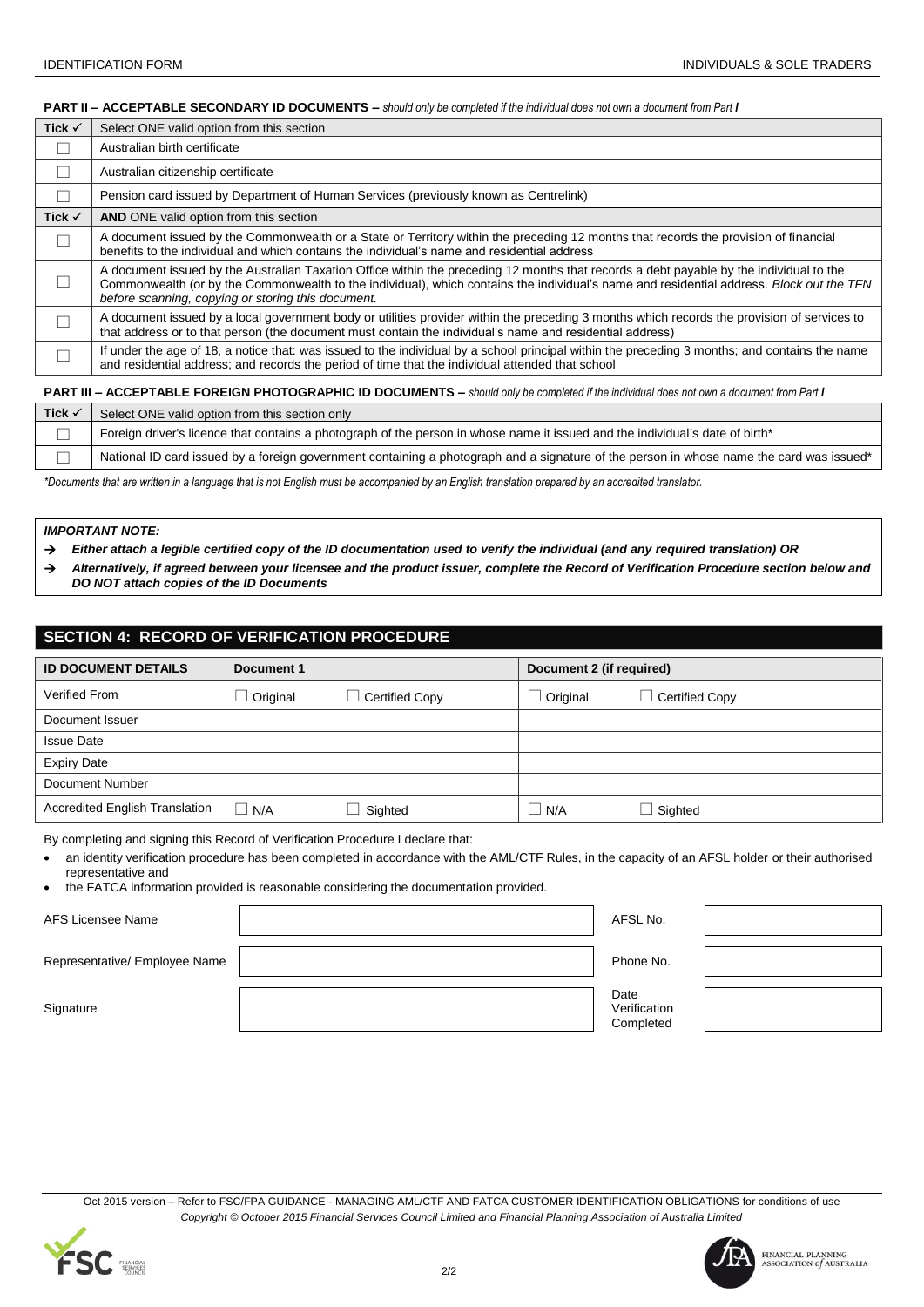**PART II – ACCEPTABLE SECONDARY ID DOCUMENTS –** *should only be completed if the individual does not own a document from Part I*

| Tick ✓ | Select ONE valid option from this section |
|---|---|
| ☐ | Australian birth certificate |
| ☐ | Australian citizenship certificate |
| ☐ | Pension card issued by Department of Human Services (previously known as Centrelink) |
| **Tick ✓** | **AND** ONE valid option from this section |
| ☐ | A document issued by the Commonwealth or a State or Territory within the preceding 12 months that records the provision of financial benefits to the individual and which contains the individual's name and residential address |
| ☐ | A document issued by the Australian Taxation Office within the preceding 12 months that records a debt payable by the individual to the Commonwealth (or by the Commonwealth to the individual), which contains the individual's name and residential address. *Block out the TFN before scanning, copying or storing this document.* |
| ☐ | A document issued by a local government body or utilities provider within the preceding 3 months which records the provision of services to that address or to that person (the document must contain the individual's name and residential address) |
| ☐ | If under the age of 18, a notice that: was issued to the individual by a school principal within the preceding 3 months; and contains the name and residential address; and records the period of time that the individual attended that school |

**PART III – ACCEPTABLE FOREIGN PHOTOGRAPHIC ID DOCUMENTS –** *should only be completed if the individual does not own a document from Part I*

| Tick ✓ | Select ONE valid option from this section only |
|---|---|
| ☐ | Foreign driver's licence that contains a photograph of the person in whose name it issued and the individual's date of birth* |
| ☐ | National ID card issued by a foreign government containing a photograph and a signature of the person in whose name the card was issued* |

*\*Documents that are written in a language that is not English must be accompanied by an English translation prepared by an accredited translator.*

***IMPORTANT NOTE:***

- → ***Either attach a legible certified copy of the ID documentation used to verify the individual (and any required translation) OR***
- → ***Alternatively, if agreed between your licensee and the product issuer, complete the Record of Verification Procedure section below and DO NOT attach copies of the ID Documents***

## SECTION 4: RECORD OF VERIFICATION PROCEDURE

| ID DOCUMENT DETAILS | Document 1 | | Document 2 (if required) | |
|---|---|---|---|---|
| Verified From | ☐ Original | ☐ Certified Copy | ☐ Original | ☐ Certified Copy |
| Document Issuer | | | | |
| Issue Date | | | | |
| Expiry Date | | | | |
| Document Number | | | | |
| Accredited English Translation | ☐ N/A | ☐ Sighted | ☐ N/A | ☐ Sighted |

By completing and signing this Record of Verification Procedure I declare that:

- an identity verification procedure has been completed in accordance with the AML/CTF Rules, in the capacity of an AFSL holder or their authorised representative and
- the FATCA information provided is reasonable considering the documentation provided.

| | | | |
|---|---|---|---|
| AFS Licensee Name | | AFSL No. | |
| Representative/ Employee Name | | Phone No. | |
| Signature | | Date Verification Completed | |

Oct 2015 version – Refer to FSC/FPA GUIDANCE - MANAGING AML/CTF AND FATCA CUSTOMER IDENTIFICATION OBLIGATIONS for conditions of use

*Copyright © October 2015 Financial Services Council Limited and Financial Planning Association of Australia Limited*